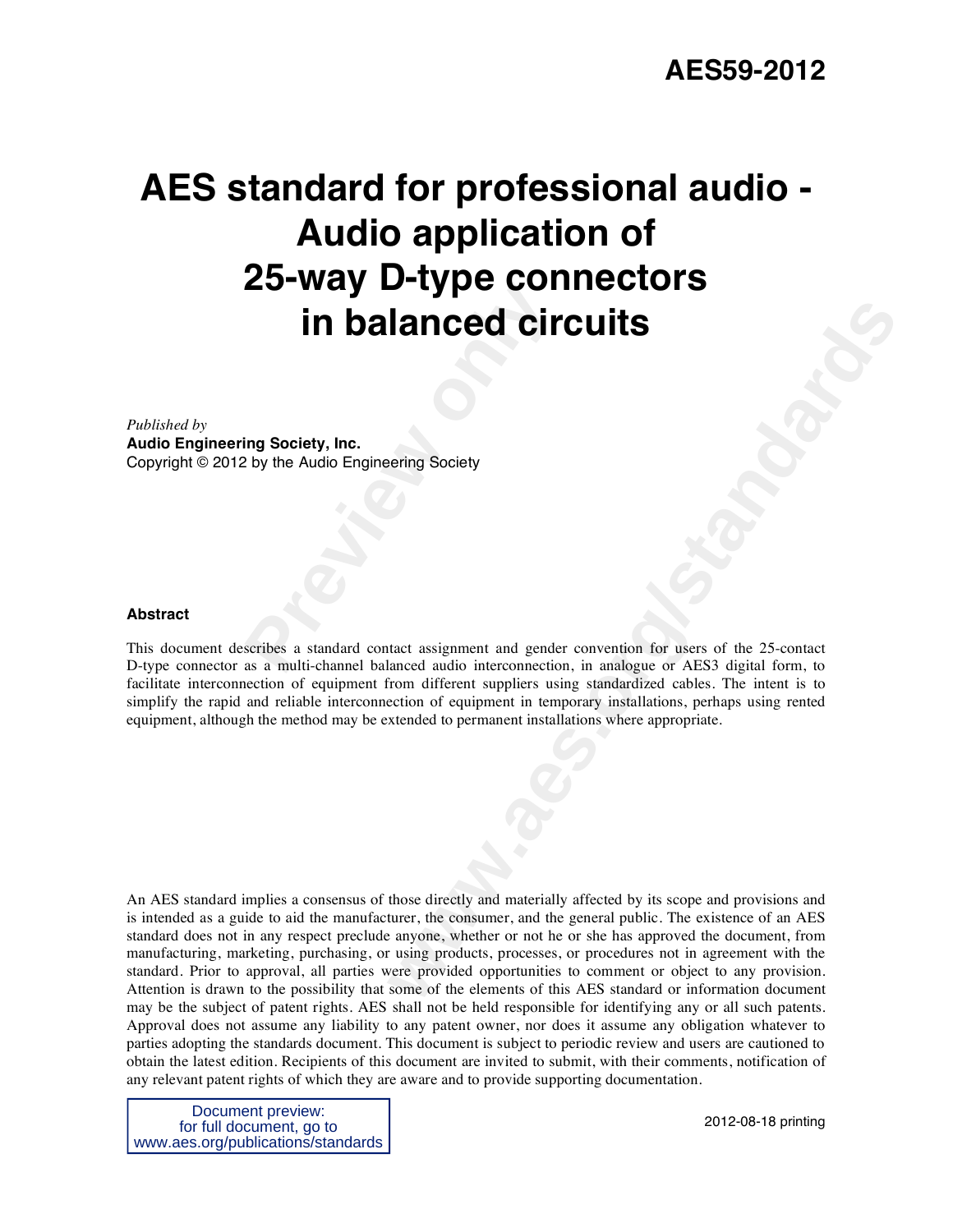AES59-2012

# AES standard for professional audio - Audio application of 25-way D-type connectors in balanced circuits

*Published by*
**Audio Engineering Society, Inc.**
Copyright © 2012 by the Audio Engineering Society

### Abstract

This document describes a standard contact assignment and gender convention for users of the 25-contact D-type connector as a multi-channel balanced audio interconnection, in analogue or AES3 digital form, to facilitate interconnection of equipment from different suppliers using standardized cables. The intent is to simplify the rapid and reliable interconnection of equipment in temporary installations, perhaps using rented equipment, although the method may be extended to permanent installations where appropriate.

An AES standard implies a consensus of those directly and materially affected by its scope and provisions and is intended as a guide to aid the manufacturer, the consumer, and the general public. The existence of an AES standard does not in any respect preclude anyone, whether or not he or she has approved the document, from manufacturing, marketing, purchasing, or using products, processes, or procedures not in agreement with the standard. Prior to approval, all parties were provided opportunities to comment or object to any provision. Attention is drawn to the possibility that some of the elements of this AES standard or information document may be the subject of patent rights. AES shall not be held responsible for identifying any or all such patents. Approval does not assume any liability to any patent owner, nor does it assume any obligation whatever to parties adopting the standards document. This document is subject to periodic review and users are cautioned to obtain the latest edition. Recipients of this document are invited to submit, with their comments, notification of any relevant patent rights of which they are aware and to provide supporting documentation.

Document preview:
for full document, go to
www.aes.org/publications/standards

2012-08-18 printing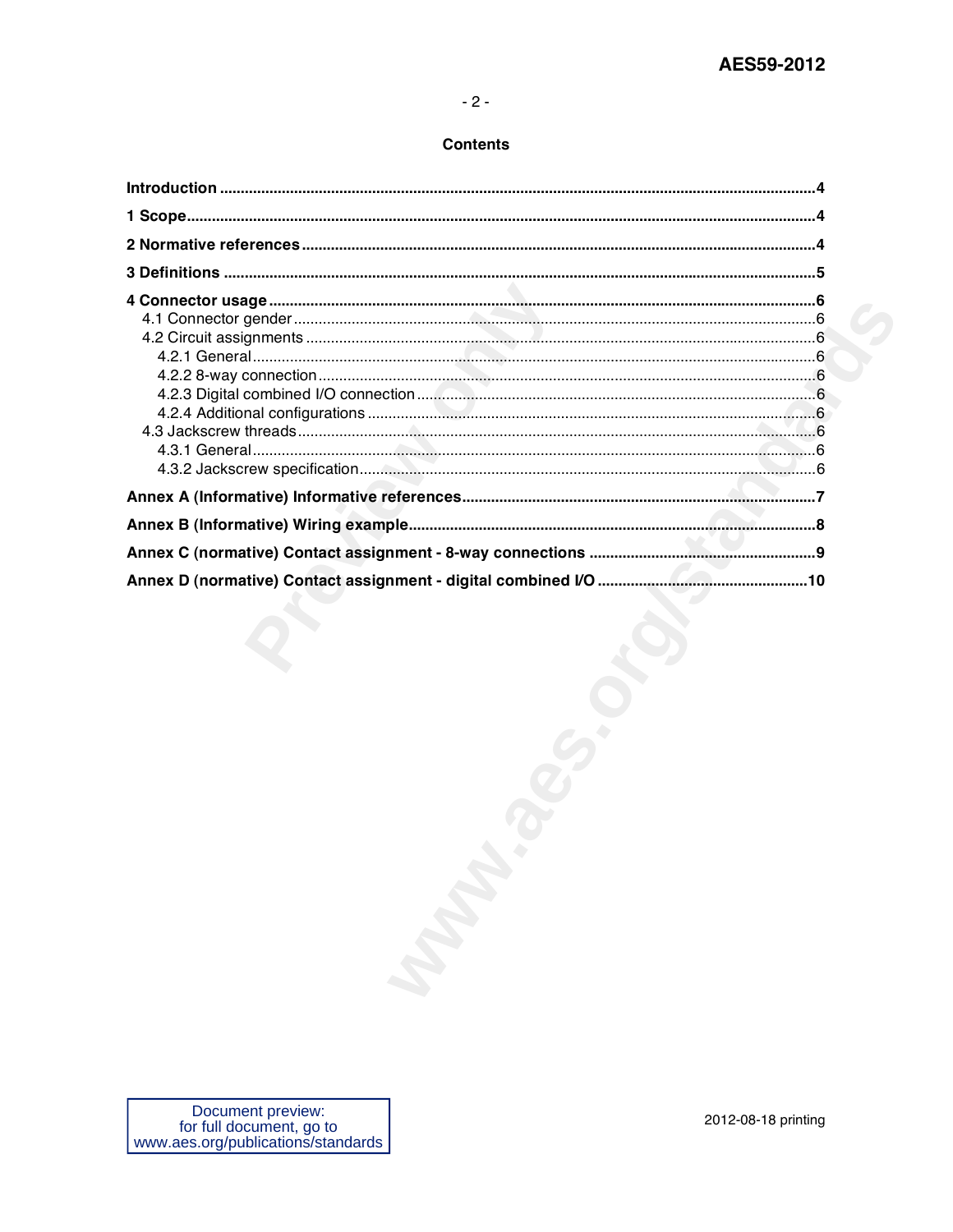## Contents

**Introduction** ........................................................................ **4**

**1 Scope** ........................................................................ **4**

**2 Normative references** ........................................................................ **4**

**3 Definitions** ........................................................................ **5**

**4 Connector usage** ........................................................................ **6**

- 4.1 Connector gender ........................................................................ 6
- 4.2 Circuit assignments ........................................................................ 6
  - 4.2.1 General ........................................................................ 6
  - 4.2.2 8-way connection ........................................................................ 6
  - 4.2.3 Digital combined I/O connection ........................................................................ 6
  - 4.2.4 Additional configurations ........................................................................ 6
- 4.3 Jackscrew threads ........................................................................ 6
  - 4.3.1 General ........................................................................ 6
  - 4.3.2 Jackscrew specification ........................................................................ 6

**Annex A (Informative) Informative references** ........................................................................ **7**

**Annex B (Informative) Wiring example** ........................................................................ **8**

**Annex C (normative) Contact assignment - 8-way connections** ........................................................................ **9**

**Annex D (normative) Contact assignment - digital combined I/O** ........................................................................ **10**

Document preview:
for full document, go to
www.aes.org/publications/standards

2012-08-18 printing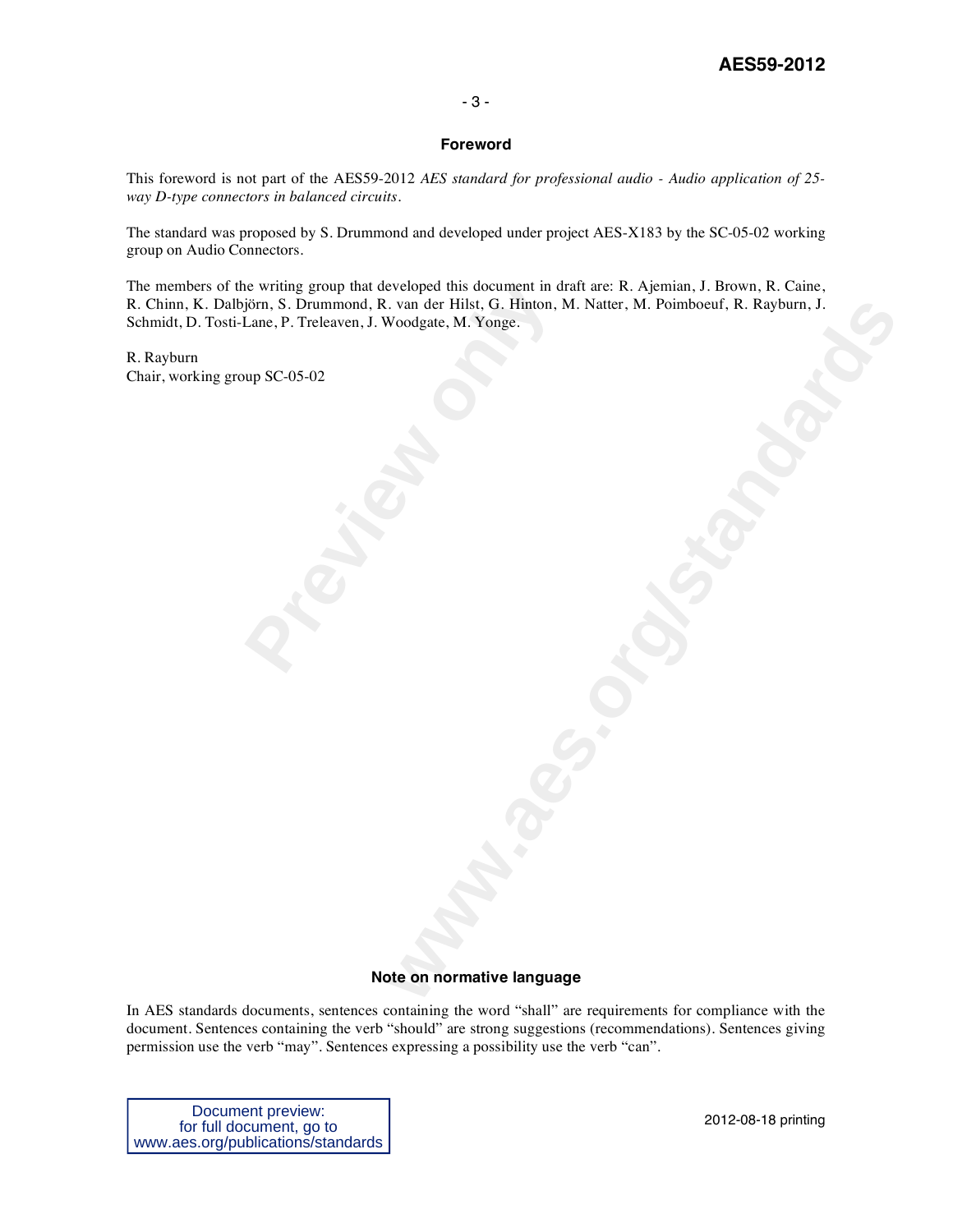## Foreword

This foreword is not part of the AES59-2012 *AES standard for professional audio - Audio application of 25-way D-type connectors in balanced circuits*.

The standard was proposed by S. Drummond and developed under project AES-X183 by the SC-05-02 working group on Audio Connectors.

The members of the writing group that developed this document in draft are: R. Ajemian, J. Brown, R. Caine, R. Chinn, K. Dalbjörn, S. Drummond, R. van der Hilst, G. Hinton, M. Natter, M. Poimboeuf, R. Rayburn, J. Schmidt, D. Tosti-Lane, P. Treleaven, J. Woodgate, M. Yonge.

R. Rayburn
Chair, working group SC-05-02

### Note on normative language

In AES standards documents, sentences containing the word "shall" are requirements for compliance with the document. Sentences containing the verb "should" are strong suggestions (recommendations). Sentences giving permission use the verb "may". Sentences expressing a possibility use the verb "can".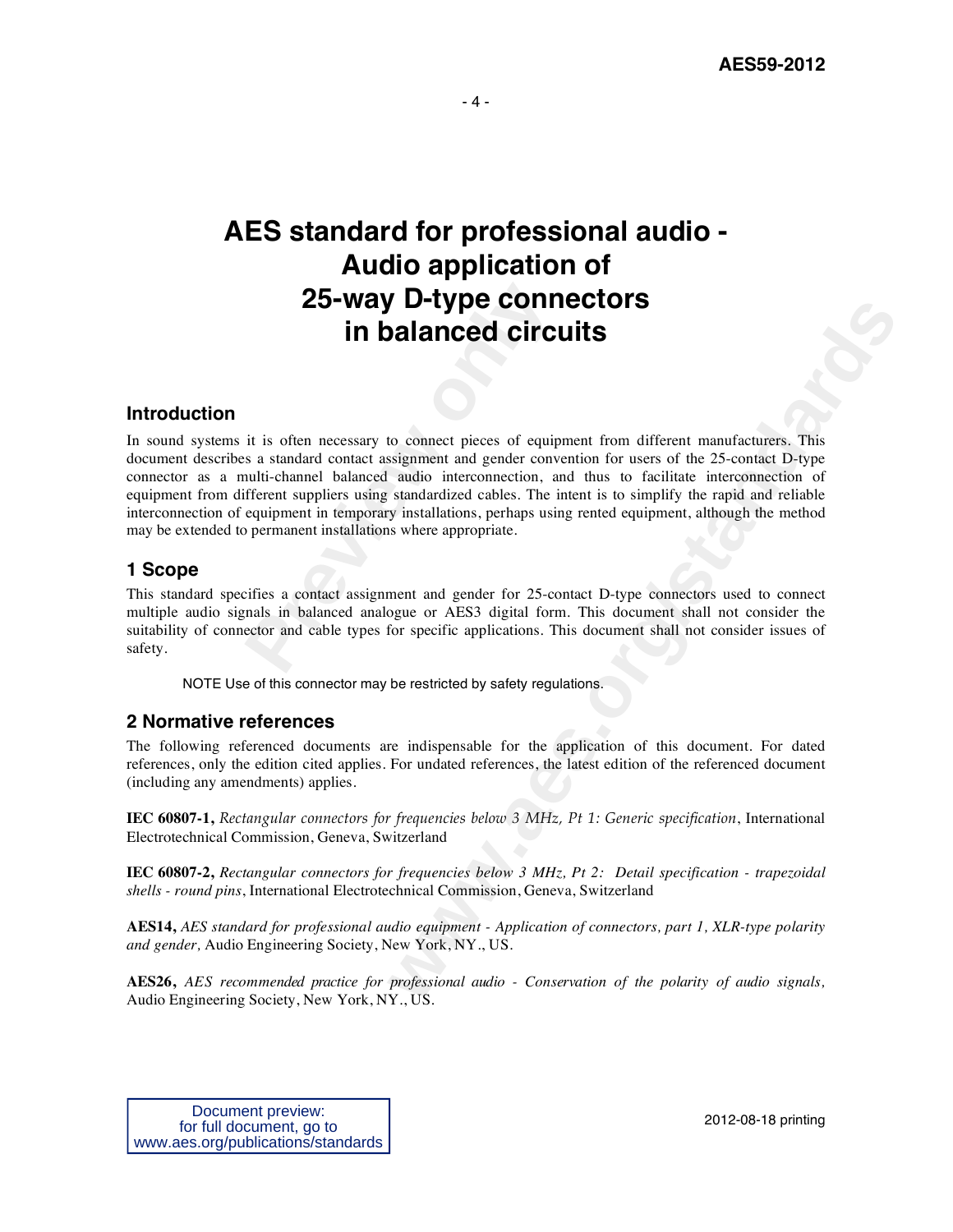# AES standard for professional audio - Audio application of 25-way D-type connectors in balanced circuits

## Introduction

In sound systems it is often necessary to connect pieces of equipment from different manufacturers. This document describes a standard contact assignment and gender convention for users of the 25-contact D-type connector as a multi-channel balanced audio interconnection, and thus to facilitate interconnection of equipment from different suppliers using standardized cables. The intent is to simplify the rapid and reliable interconnection of equipment in temporary installations, perhaps using rented equipment, although the method may be extended to permanent installations where appropriate.

## 1 Scope

This standard specifies a contact assignment and gender for 25-contact D-type connectors used to connect multiple audio signals in balanced analogue or AES3 digital form. This document shall not consider the suitability of connector and cable types for specific applications. This document shall not consider issues of safety.

NOTE Use of this connector may be restricted by safety regulations.

## 2 Normative references

The following referenced documents are indispensable for the application of this document. For dated references, only the edition cited applies. For undated references, the latest edition of the referenced document (including any amendments) applies.

**IEC 60807-1,** *Rectangular connectors for frequencies below 3 MHz, Pt 1: Generic specification*, International Electrotechnical Commission, Geneva, Switzerland

**IEC 60807-2,** *Rectangular connectors for frequencies below 3 MHz, Pt 2: Detail specification - trapezoidal shells - round pins*, International Electrotechnical Commission, Geneva, Switzerland

**AES14,** *AES standard for professional audio equipment - Application of connectors, part 1, XLR-type polarity and gender,* Audio Engineering Society, New York, NY., US.

**AES26,** *AES recommended practice for professional audio - Conservation of the polarity of audio signals,* Audio Engineering Society, New York, NY., US.

Document preview:
for full document, go to
www.aes.org/publications/standards

2012-08-18 printing